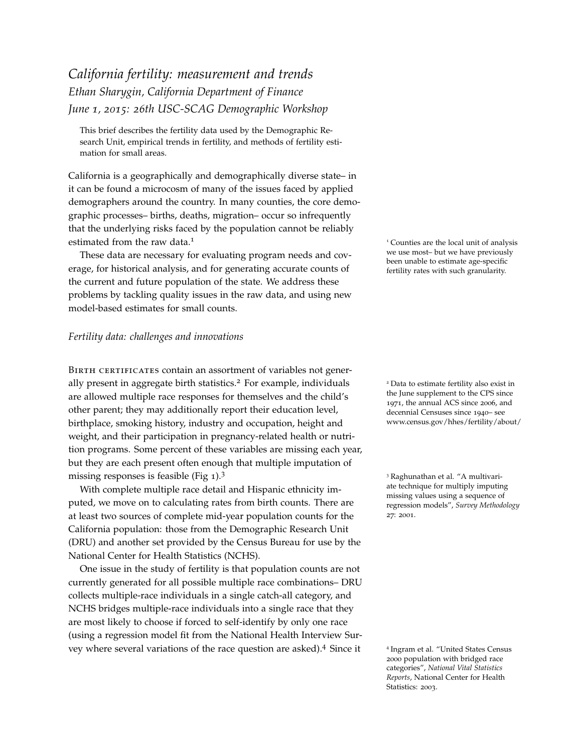# *California fertility: measurement and trends*

*Ethan Sharygin, California Department of Finance*

*June 1, 2015: 26th USC-SCAG Demographic Workshop*

This brief describes the fertility data used by the Demographic Research Unit, empirical trends in fertility, and methods of fertility estimation for small areas.

California is a geographically and demographically diverse state– in it can be found a microcosm of many of the issues faced by applied demographers around the country. In many counties, the core demographic processes– births, deaths, migration– occur so infrequently that the underlying risks faced by the population cannot be reliably estimated from the raw data.[1]

[1] Counties are the local unit of analysis we use most– but we have previously been unable to estimate age-specific fertility rates with such granularity.

These data are necessary for evaluating program needs and coverage, for historical analysis, and for generating accurate counts of the current and future population of the state. We address these problems by tackling quality issues in the raw data, and using new model-based estimates for small counts.

## *Fertility data: challenges and innovations*

Birth certificates contain an assortment of variables not generally present in aggregate birth statistics.[2] For example, individuals are allowed multiple race responses for themselves and the child's other parent; they may additionally report their education level, birthplace, smoking history, industry and occupation, height and weight, and their participation in pregnancy-related health or nutrition programs. Some percent of these variables are missing each year, but they are each present often enough that multiple imputation of missing responses is feasible (Fig 1).[3]

[2] Data to estimate fertility also exist in the June supplement to the CPS since 1971, the annual ACS since 2006, and decennial Censuses since 1940– see www.census.gov/hhes/fertility/about/

[3] Raghunathan et al. "A multivariate technique for multiply imputing missing values using a sequence of regression models", *Survey Methodology* 27: 2001.

With complete multiple race detail and Hispanic ethnicity imputed, we move on to calculating rates from birth counts. There are at least two sources of complete mid-year population counts for the California population: those from the Demographic Research Unit (DRU) and another set provided by the Census Bureau for use by the National Center for Health Statistics (NCHS).

One issue in the study of fertility is that population counts are not currently generated for all possible multiple race combinations– DRU collects multiple-race individuals in a single catch-all category, and NCHS bridges multiple-race individuals into a single race that they are most likely to choose if forced to self-identify by only one race (using a regression model fit from the National Health Interview Survey where several variations of the race question are asked).[4] Since it

[4] Ingram et al. "United States Census 2000 population with bridged race categories", *National Vital Statistics Reports*, National Center for Health Statistics: 2003.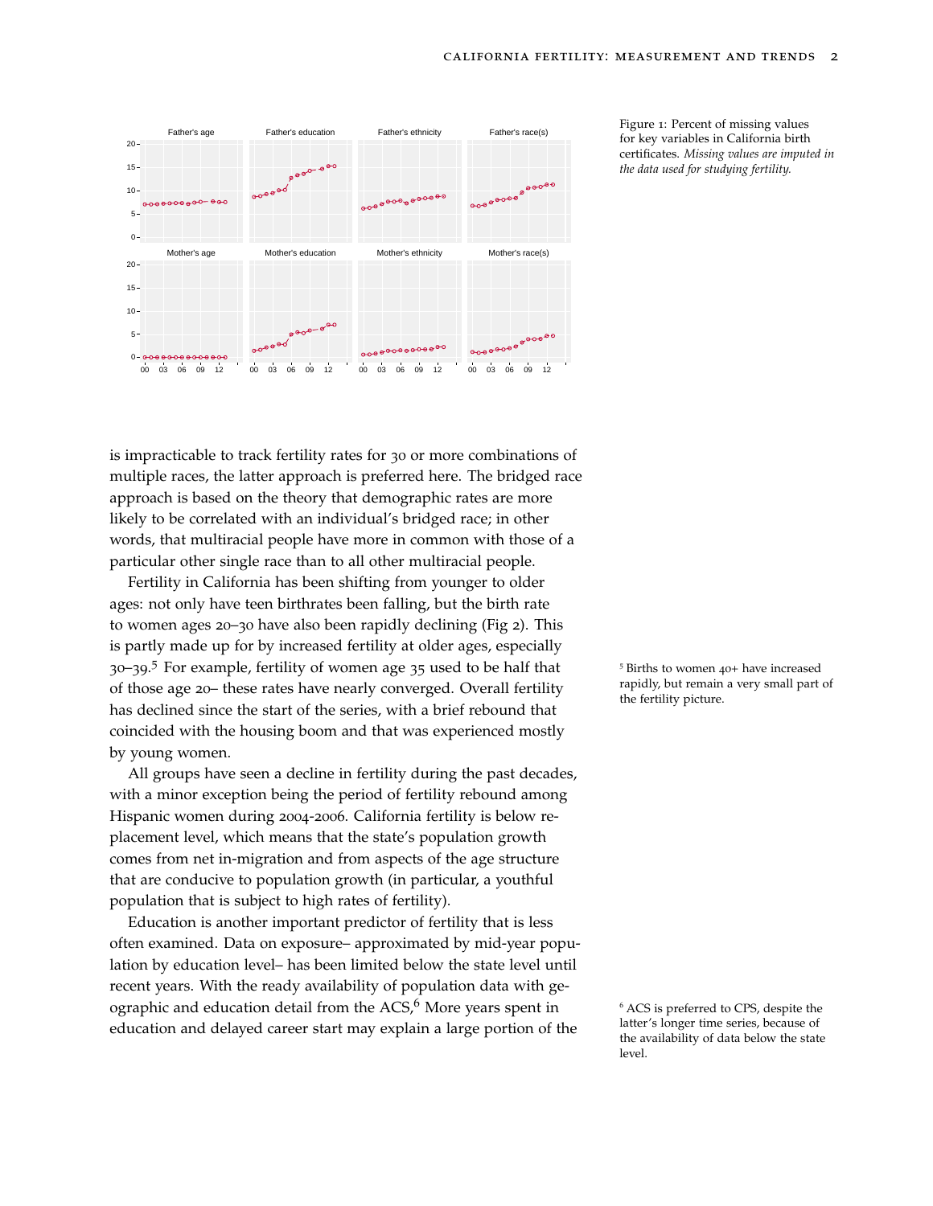Figure 1: Percent of missing values for key variables in California birth certificates. *Missing values are imputed in the data used for studying fertility.*

is impracticable to track fertility rates for 30 or more combinations of multiple races, the latter approach is preferred here. The bridged race approach is based on the theory that demographic rates are more likely to be correlated with an individual's bridged race; in other words, that multiracial people have more in common with those of a particular other single race than to all other multiracial people.

Fertility in California has been shifting from younger to older ages: not only have teen birthrates been falling, but the birth rate to women ages 20–30 have also been rapidly declining (Fig 2). This is partly made up for by increased fertility at older ages, especially 30–39.[5] For example, fertility of women age 35 used to be half that of those age 20– these rates have nearly converged. Overall fertility has declined since the start of the series, with a brief rebound that coincided with the housing boom and that was experienced mostly by young women.

[5] Births to women 40+ have increased rapidly, but remain a very small part of the fertility picture.

All groups have seen a decline in fertility during the past decades, with a minor exception being the period of fertility rebound among Hispanic women during 2004-2006. California fertility is below replacement level, which means that the state's population growth comes from net in-migration and from aspects of the age structure that are conducive to population growth (in particular, a youthful population that is subject to high rates of fertility).

Education is another important predictor of fertility that is less often examined. Data on exposure– approximated by mid-year population by education level– has been limited below the state level until recent years. With the ready availability of population data with geographic and education detail from the ACS,[6] More years spent in education and delayed career start may explain a large portion of the

[6] ACS is preferred to CPS, despite the latter's longer time series, because of the availability of data below the state level.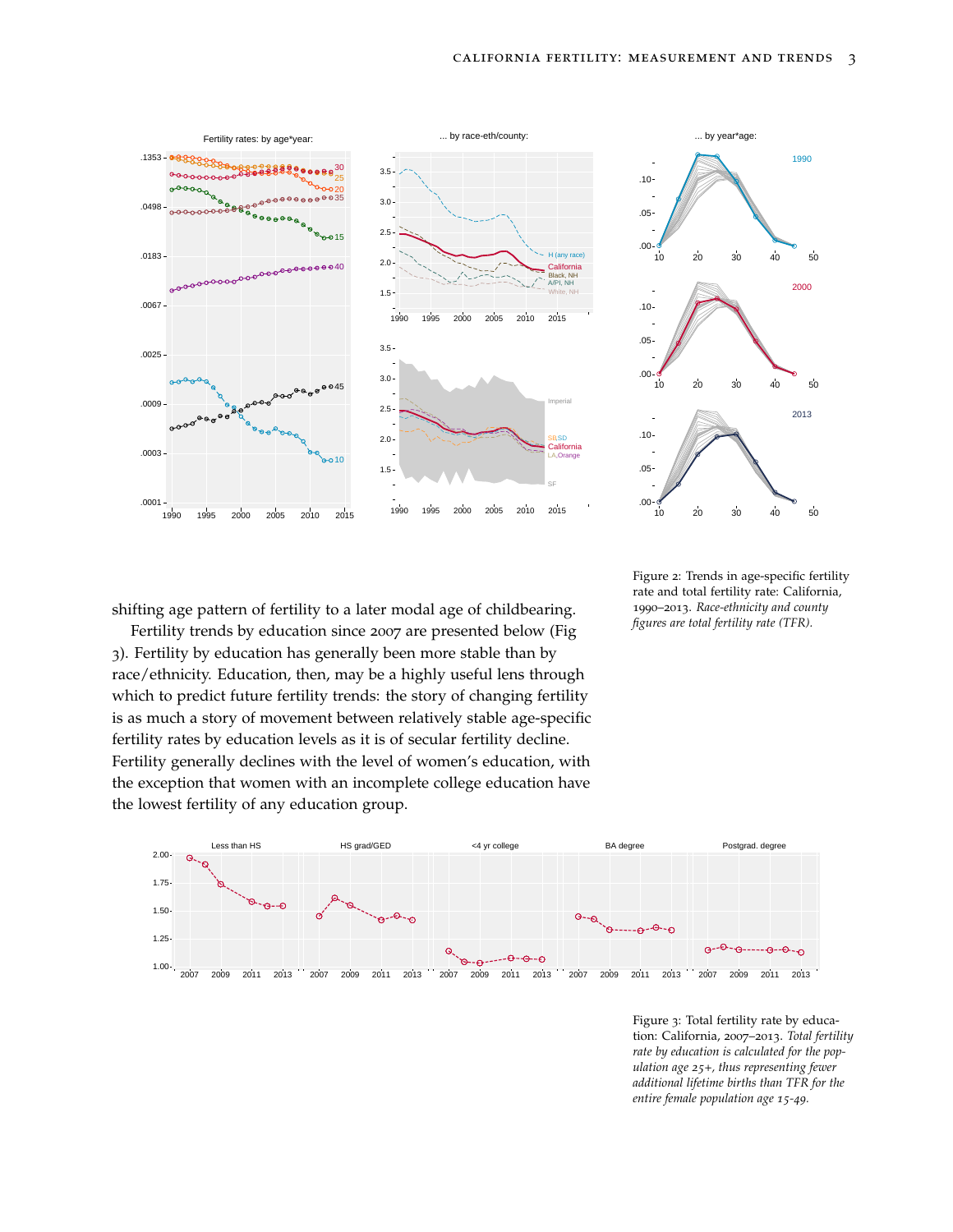Figure 2: Trends in age-specific fertility rate and total fertility rate: California, 1990–2013. *Race-ethnicity and county figures are total fertility rate (TFR).*

shifting age pattern of fertility to a later modal age of childbearing.

Fertility trends by education since 2007 are presented below (Fig 3). Fertility by education has generally been more stable than by race/ethnicity. Education, then, may be a highly useful lens through which to predict future fertility trends: the story of changing fertility is as much a story of movement between relatively stable age-specific fertility rates by education levels as it is of secular fertility decline. Fertility generally declines with the level of women's education, with the exception that women with an incomplete college education have the lowest fertility of any education group.

Figure 3: Total fertility rate by education: California, 2007–2013. *Total fertility rate by education is calculated for the population age 25+, thus representing fewer additional lifetime births than TFR for the entire female population age 15-49.*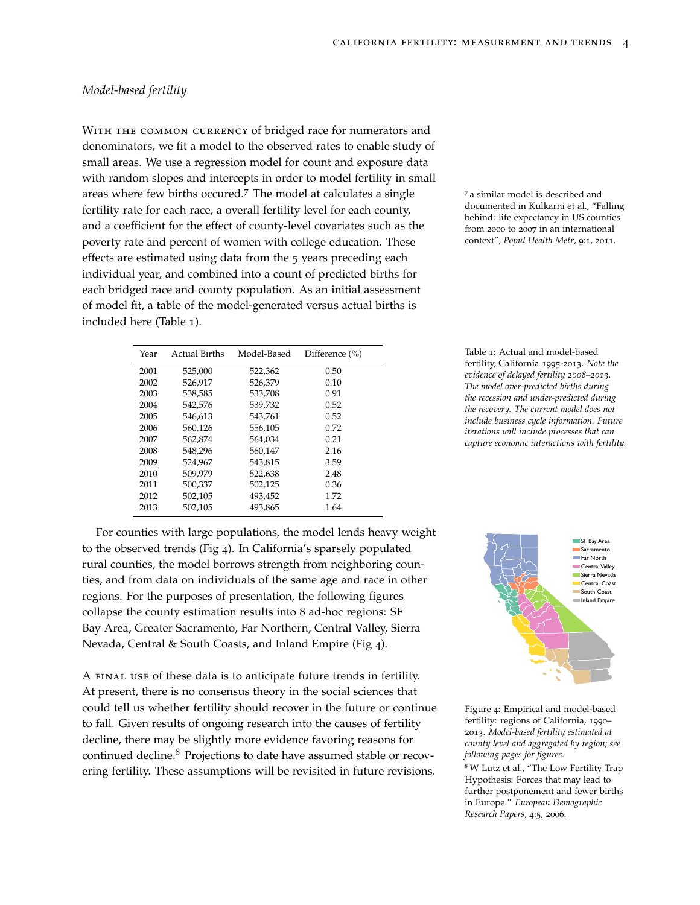*Model-based fertility*

With the common currency of bridged race for numerators and denominators, we fit a model to the observed rates to enable study of small areas. We use a regression model for count and exposure data with random slopes and intercepts in order to model fertility in small areas where few births occured.[7] The model at calculates a single fertility rate for each race, a overall fertility level for each county, and a coefficient for the effect of county-level covariates such as the poverty rate and percent of women with college education. These effects are estimated using data from the 5 years preceding each individual year, and combined into a count of predicted births for each bridged race and county population. As an initial assessment of model fit, a table of the model-generated versus actual births is included here (Table 1).

[7] a similar model is described and documented in Kulkarni et al., "Falling behind: life expectancy in US counties from 2000 to 2007 in an international context", *Popul Health Metr*, 9:1, 2011.

| Year | Actual Births | Model-Based | Difference (%) |
|---|---|---|---|
| 2001 | 525,000 | 522,362 | 0.50 |
| 2002 | 526,917 | 526,379 | 0.10 |
| 2003 | 538,585 | 533,708 | 0.91 |
| 2004 | 542,576 | 539,732 | 0.52 |
| 2005 | 546,613 | 543,761 | 0.52 |
| 2006 | 560,126 | 556,105 | 0.72 |
| 2007 | 562,874 | 564,034 | 0.21 |
| 2008 | 548,296 | 560,147 | 2.16 |
| 2009 | 524,967 | 543,815 | 3.59 |
| 2010 | 509,979 | 522,638 | 2.48 |
| 2011 | 500,337 | 502,125 | 0.36 |
| 2012 | 502,105 | 493,452 | 1.72 |
| 2013 | 502,105 | 493,865 | 1.64 |

Table 1: Actual and model-based fertility, California 1995-2013. *Note the evidence of delayed fertility 2008–2013. The model over-predicted births during the recession and under-predicted during the recovery. The current model does not include business cycle information. Future iterations will include processes that can capture economic interactions with fertility.*

For counties with large populations, the model lends heavy weight to the observed trends (Fig 4). In California's sparsely populated rural counties, the model borrows strength from neighboring counties, and from data on individuals of the same age and race in other regions. For the purposes of presentation, the following figures collapse the county estimation results into 8 ad-hoc regions: SF Bay Area, Greater Sacramento, Far Northern, Central Valley, Sierra Nevada, Central & South Coasts, and Inland Empire (Fig 4).

Figure 4: Empirical and model-based fertility: regions of California, 1990–2013. *Model-based fertility estimated at county level and aggregated by region; see following pages for figures.*

A final use of these data is to anticipate future trends in fertility. At present, there is no consensus theory in the social sciences that could tell us whether fertility should recover in the future or continue to fall. Given results of ongoing research into the causes of fertility decline, there may be slightly more evidence favoring reasons for continued decline.[8] Projections to date have assumed stable or recovering fertility. These assumptions will be revisited in future revisions.

[8] W Lutz et al., "The Low Fertility Trap Hypothesis: Forces that may lead to further postponement and fewer births in Europe." *European Demographic Research Papers*, 4:5, 2006.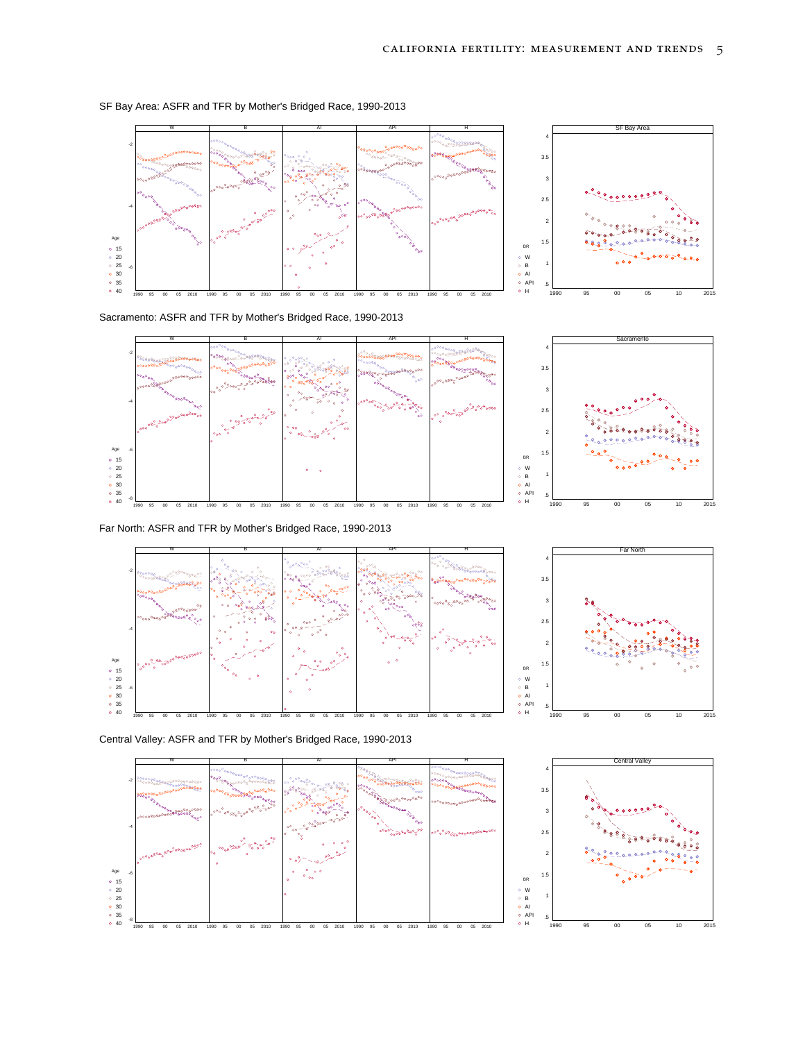SF Bay Area: ASFR and TFR by Mother's Bridged Race, 1990-2013

Sacramento: ASFR and TFR by Mother's Bridged Race, 1990-2013

Far North: ASFR and TFR by Mother's Bridged Race, 1990-2013

Central Valley: ASFR and TFR by Mother's Bridged Race, 1990-2013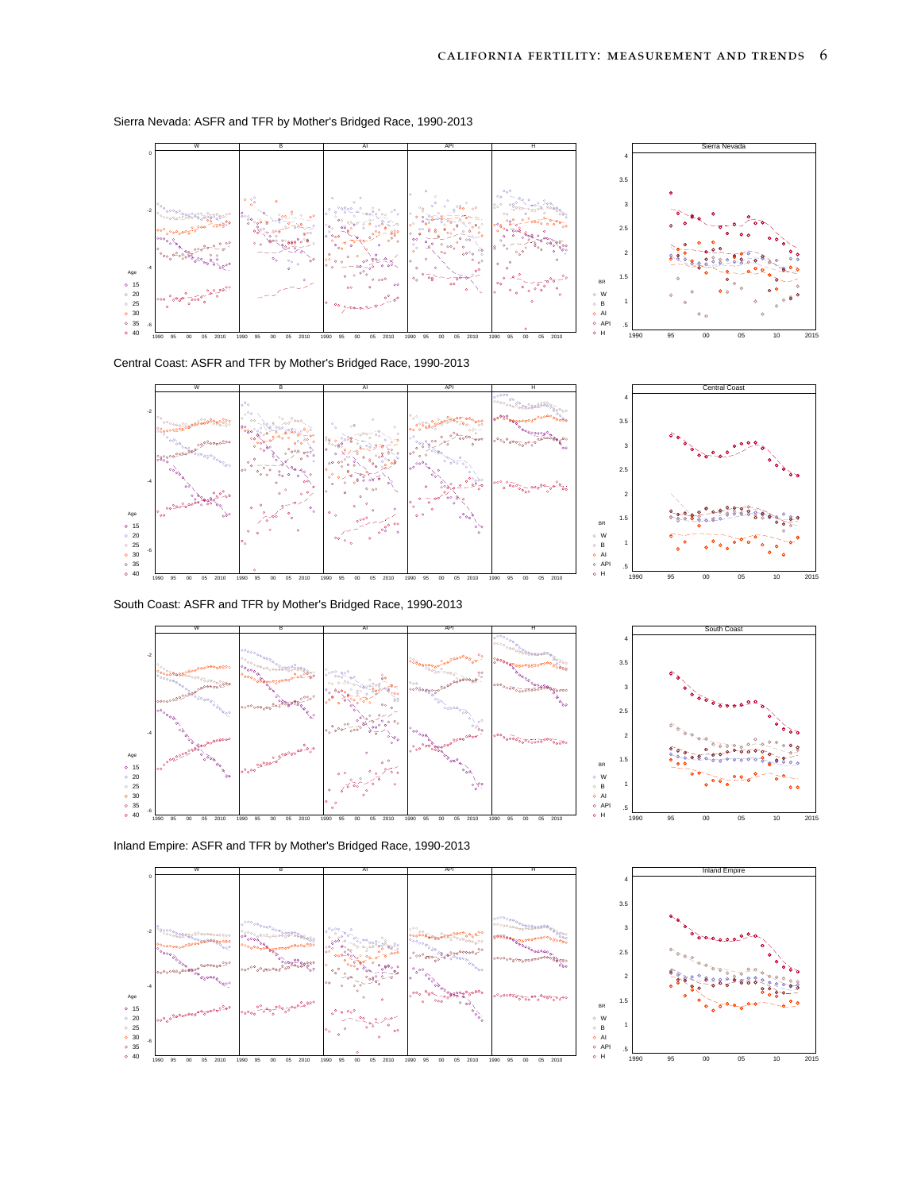Sierra Nevada: ASFR and TFR by Mother's Bridged Race, 1990-2013

W B AI API H

0
-2
-4
-6

Age
15
20
25
30
35
40

1990 95 00 05 2010

Sierra Nevada

4
3.5
3
2.5
2
1.5
1
.5

BR
W
B
AI
API
H

1990 95 00 05 10 2015

Central Coast: ASFR and TFR by Mother's Bridged Race, 1990-2013

W B AI API H

-2
-4
-6

Age
15
20
25
30
35
40

1990 95 00 05 2010

Central Coast

4
3.5
3
2.5
2
1.5
1
.5

BR
W
B
AI
API
H

1990 95 00 05 10 2015

South Coast: ASFR and TFR by Mother's Bridged Race, 1990-2013

W B AI API H

-2
-4
-6

Age
15
20
25
30
35
40

1990 95 00 05 2010

South Coast

4
3.5
3
2.5
2
1.5
1
.5

BR
W
B
AI
API
H

1990 95 00 05 10 2015

Inland Empire: ASFR and TFR by Mother's Bridged Race, 1990-2013

W B AI API H

0
-2
-4
-6

Age
15
20
25
30
35
40

1990 95 00 05 2010

Inland Empire

4
3.5
3
2.5
2
1.5
1
.5

BR
W
B
AI
API
H

1990 95 00 05 10 2015